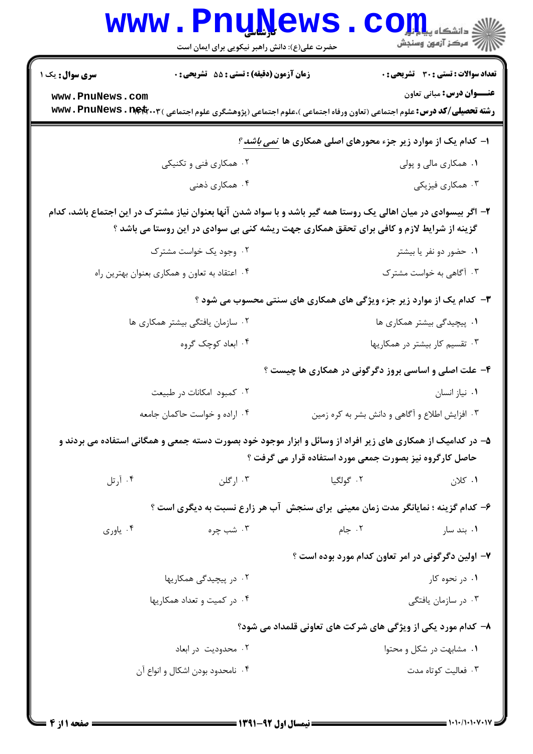کارشناسی

حضرت علی(ع): دانش راهبر نیکویی برای ایمان است

**سری سوال:** یک ۱

**زمان آزمون (دقیقه) : تستی :** ۵۵ **تشریحی :** ۰

**تعداد سوالات : تستی :** ۳۰ **تشریحی :** ۰

**عنـــوان درس:** مبانی تعاون

**رشته تحصیلی/کد درس:** علوم اجتماعی (تعاون ورفاه اجتماعی )،علوم اجتماعی (پژوهشگری علوم اجتماعی ) ۱۲۲۲۰۰۳

۱- کدام یک از موارد زیر جزء محورهای اصلی همکاری ها *نمی باشد* ؟

۱. همکاری مالی و پولی

۲. همکاری فنی و تکنیکی

۳. همکاری فیزیکی

۴. همکاری ذهنی

۲- اگر بیسوادی در میان اهالی یک روستا همه گیر باشد و با سواد شدن آنها بعنوان نیاز مشترک در این اجتماع باشد، کدام گزینه از شرایط لازم و کافی برای تحقق همکاری جهت ریشه کنی بی سوادی در این روستا می باشد ؟

۱. حضور دو نفر یا بیشتر

۲. وجود یک خواست مشترک

۳. آگاهی به خواست مشترک

۴. اعتقاد به تعاون و همکاری بعنوان بهترین راه

۳- کدام یک از موارد زیر جزء ویژگی های همکاری های سنتی محسوب می شود ؟

۱. پیچیدگی بیشتر همکاری ها

۲. سازمان یافتگی بیشتر همکاری ها

۳. تقسیم کار بیشتر در همکاریها

۴. ابعاد کوچک گروه

۴- علت اصلی و اساسی بروز دگرگونی در همکاری ها چیست ؟

۱. نیاز انسان

۲. کمبود امکانات در طبیعت

۳. افزایش اطلاع و آگاهی و دانش بشر به کره زمین

۴. اراده و خواست حاکمان جامعه

۵- در کدامیک از همکاری های زیر افراد از وسائل و ابزار موجود خود بصورت دسته جمعی و همگانی استفاده می بردند و حاصل کارگروه نیز بصورت جمعی مورد استفاده قرار می گرفت ؟

۱. کلان

۲. گولگیا

۳. ارگلن

۴. آرتل

۶- کدام گزینه ؛ نمایانگر مدت زمان معینی برای سنجش آب هر زارع نسبت به دیگری است ؟

۱. بند سار

۲. جام

۳. شب چره

۴. یاوری

۷- اولین دگرگونی در امر تعاون کدام مورد بوده است ؟

۱. در نحوه کار

۲. در پیچیدگی همکاریها

۳. در سازمان یافتگی

۴. در کمیت و تعداد همکاریها

۸- کدام مورد یکی از ویژگی های شرکت های تعاونی قلمداد می شود؟

۱. مشابهت در شکل و محتوا

۲. محدودیت در ابعاد

۳. فعالیت کوتاه مدت

۴. نامحدود بودن اشکال و انواع آن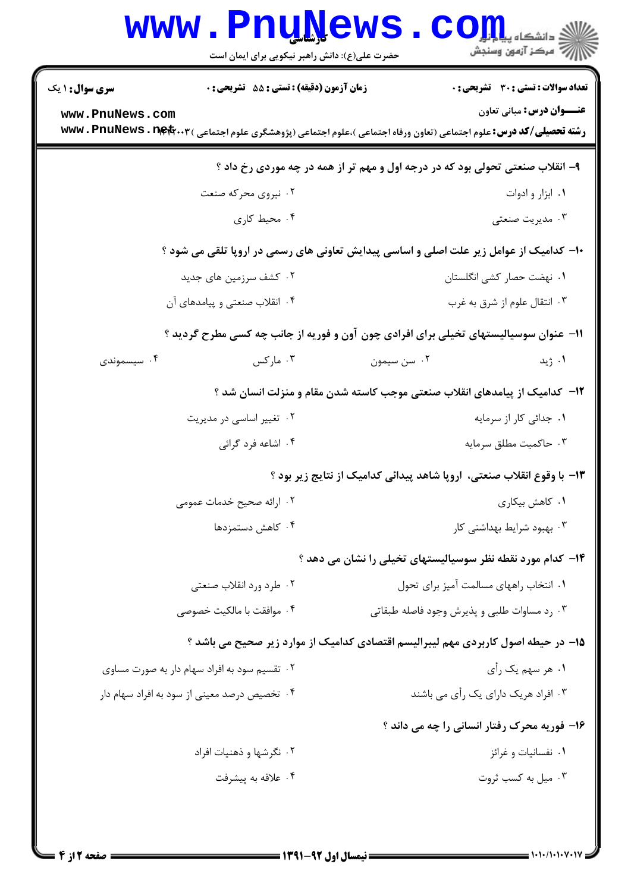**سری سوال:** ۱ یک

**زمان آزمون (دقیقه) : تستی :** ۵۵ **تشریحی :** ۰

**تعداد سوالات : تستی :** ۳۰ **تشریحی :** ۰

**عنـــوان درس:** مبانی تعاون

**رشته تحصیلی/کد درس:** علوم اجتماعی (تعاون ورفاه اجتماعی )،علوم اجتماعی (پژوهشگری علوم اجتماعی )۱۲۲۲۰۰۳

۹- انقلاب صنعتی تحولی بود که در درجه اول و مهم تر از همه در چه موردی رخ داد ؟

۱. ابزار و ادوات

۲. نیروی محرکه صنعت

۳. مدیریت صنعتی

۴. محیط کاری

۱۰- کدامیک از عوامل زیر علت اصلی و اساسی پیدایش تعاونی های رسمی در اروپا تلقی می شود ؟

۱. نهضت حصار کشی انگلستان

۲. کشف سرزمین های جدید

۳. انتقال علوم از شرق به غرب

۴. انقلاب صنعتی و پیامدهای آن

۱۱- عنوان سوسیالیستهای تخیلی برای افرادی چون آون و فوریه از جانب چه کسی مطرح گردید ؟

۱. ژید

۲. سن سیمون

۳. مارکس

۴. سیسموندی

۱۲- کدامیک از پیامدهای انقلاب صنعتی موجب کاسته شدن مقام و منزلت انسان شد ؟

۱. جدائی کار از سرمایه

۲. تغییر اساسی در مدیریت

۳. حاکمیت مطلق سرمایه

۴. اشاعه فرد گرائی

۱۳- با وقوع انقلاب صنعتی، اروپا شاهد پیدائی کدامیک از نتایج زیر بود ؟

۱. کاهش بیکاری

۲. ارائه صحیح خدمات عمومی

۳. بهبود شرایط بهداشتی کار

۴. کاهش دستمزدها

۱۴- کدام مورد نقطه نظر سوسیالیستهای تخیلی را نشان می دهد ؟

۱. انتخاب راههای مسالمت آمیز برای تحول

۲. طرد ورد انقلاب صنعتی

۳. رد مساوات طلبی و پذیرش وجود فاصله طبقاتی

۴. موافقت با مالکیت خصوصی

۱۵- در حیطه اصول کاربردی مهم لیبرالیسم اقتصادی کدامیک از موارد زیر صحیح می باشد ؟

۱. هر سهم یک رأی

۲. تقسیم سود به افراد سهام دار به صورت مساوی

۳. افراد هریک دارای یک رأی می باشند

۴. تخصیص درصد معینی از سود به افراد سهام دار

۱۶- فوریه محرک رفتار انسانی را چه می داند ؟

۱. نفسانیات و غرائز

۲. نگرشها و ذهنیات افراد

۳. میل به کسب ثروت

۴. علاقه به پیشرفت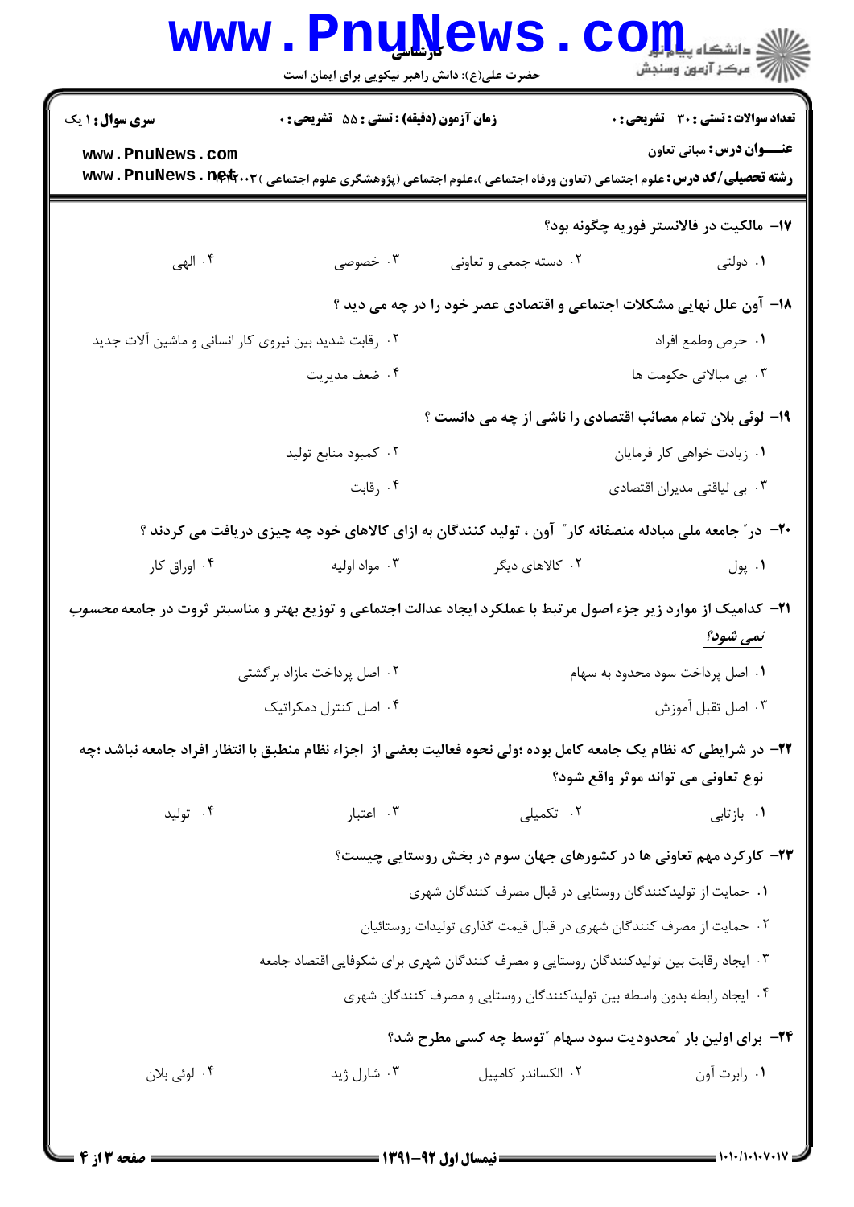۱۷- مالکیت در فالانستر فوریه چگونه بود؟

۱. دولتی
۲. دسته جمعی و تعاونی
۳. خصوصی
۴. الهی

۱۸- آون علل نهایی مشکلات اجتماعی و اقتصادی عصر خود را در چه می دید ؟

۱. حرص وطمع افراد
۲. رقابت شدید بین نیروی کار انسانی و ماشین آلات جدید
۳. بی مبالاتی حکومت ها
۴. ضعف مدیریت

۱۹- لوئی بلان تمام مصائب اقتصادی را ناشی از چه می دانست ؟

۱. زیادت خواهی کار فرمایان
۲. کمبود منابع تولید
۳. بی لیاقتی مدیران اقتصادی
۴. رقابت

۲۰- در" جامعه ملی مبادله منصفانه کار" آون ، تولید کنندگان به ازای کالاهای خود چه چیزی دریافت می کردند ؟

۱. پول
۲. کالاهای دیگر
۳. مواد اولیه
۴. اوراق کار

۲۱- کدامیک از موارد زیر جزء اصول مرتبط با عملکرد ایجاد عدالت اجتماعی و توزیع بهتر و مناسبتر ثروت در جامعه *محسوب نمی شود؟*

۱. اصل پرداخت سود محدود به سهام
۲. اصل پرداخت مازاد برگشتی
۳. اصل تقبل آموزش
۴. اصل کنترل دمکراتیک

۲۲- در شرایطی که نظام یک جامعه کامل بوده ؛ولی نحوه فعالیت بعضی از اجزاء نظام منطبق با انتظار افراد جامعه نباشد ؛چه نوع تعاونی می تواند موثر واقع شود؟

۱. بازتابی
۲. تکمیلی
۳. اعتبار
۴. تولید

۲۳- کارکرد مهم تعاونی ها در کشورهای جهان سوم در بخش روستایی چیست؟

۱. حمایت از تولیدکنندگان روستایی در قبال مصرف کنندگان شهری
۲. حمایت از مصرف کنندگان شهری در قبال قیمت گذاری تولیدات روستائیان
۳. ایجاد رقابت بین تولیدکنندگان روستایی و مصرف کنندگان شهری برای شکوفایی اقتصاد جامعه
۴. ایجاد رابطه بدون واسطه بین تولیدکنندگان روستایی و مصرف کنندگان شهری

۲۴- برای اولین بار "محدودیت سود سهام "توسط چه کسی مطرح شد؟

۱. رابرت آون
۲. الکساندر کامپیل
۳. شارل ژید
۴. لوئی بلان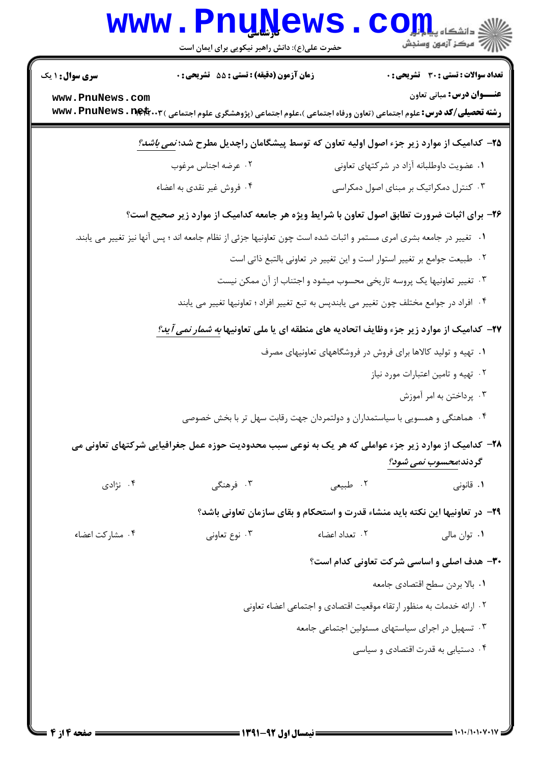۲۵- کدامیک از موارد زیر جزء اصول اولیه تعاون که توسط پیشگامان راچدیل مطرح شد؛ *نمی باشد؟*

۱. عضویت داوطلبانه آزاد در شرکتهای تعاونی

۲. عرضه اجناس مرغوب

۳. کنترل دمکراتیک بر مبنای اصول دمکراسی

۴. فروش غیر نقدی به اعضاء

۲۶- برای اثبات ضرورت تطابق اصول تعاون با شرایط ویژه هر جامعه کدامیک از موارد زیر صحیح است؟

۱. تغییر در جامعه بشری امری مستمر و اثبات شده است چون تعاونیها جزئی از نظام جامعه اند ؛ پس آنها نیز تغییر می یابند.

۲. طبیعت جوامع بر تغییر استوار است و این تغییر در تعاونی بالتبع ذاتی است

۳. تغییر تعاونیها یک پروسه تاریخی محسوب میشود و اجتناب از آن ممکن نیست

۴. افراد در جوامع مختلف چون تغییر می یابندپس به تبع تغییر افراد ؛ تعاونیها تغییر می یابند

۲۷- کدامیک از موارد زیر جزء وظایف اتحادیه های منطقه ای یا ملی تعاونیها *به شمار نمی آید؟*

۱. تهیه و تولید کالاها برای فروش در فروشگاههای تعاونیهای مصرف

۲. تهیه و تامین اعتبارات مورد نیاز

۳. پرداختن به امر آموزش

۴. هماهنگی و همسویی با سیاستمداران و دولتمردان جهت رقابت سهل تر با بخش خصوصی

۲۸- کدامیک از موارد زیر جزء عواملی که هر یک به نوعی سبب محدودیت حوزه عمل جغرافیایی شرکتهای تعاونی می گردند؛*محسوب نمی شود؟*

۱. قانونی

۲. طبیعی

۳. فرهنگی

۴. نژادی

۲۹- در تعاونیها این نکته باید منشاء قدرت و استحکام و بقای سازمان تعاونی باشد؟

۱. توان مالی

۲. تعداد اعضاء

۳. نوع تعاونی

۴. مشارکت اعضاء

۳۰- هدف اصلی و اساسی شرکت تعاونی کدام است؟

۱. بالا بردن سطح اقتصادی جامعه

۲. ارائه خدمات به منظور ارتقاء موقعیت اقتصادی و اجتماعی اعضاء تعاونی

۳. تسهیل در اجرای سیاستهای مسئولین اجتماعی جامعه

۴. دستیابی به قدرت اقتصادی و سیاسی